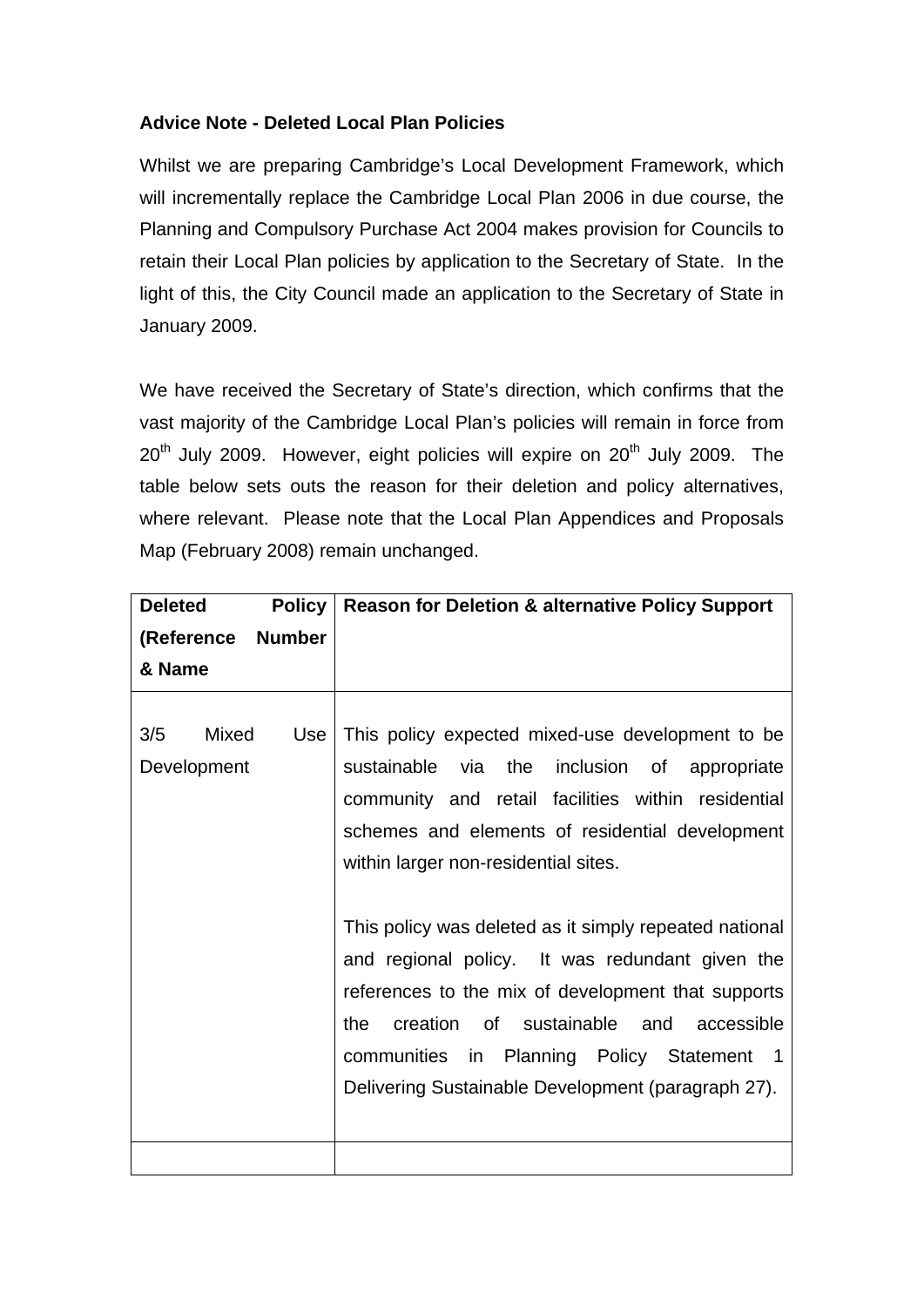**Advice Note - Deleted Local Plan Policies**

Whilst we are preparing Cambridge's Local Development Framework, which will incrementally replace the Cambridge Local Plan 2006 in due course, the Planning and Compulsory Purchase Act 2004 makes provision for Councils to retain their Local Plan policies by application to the Secretary of State. In the light of this, the City Council made an application to the Secretary of State in January 2009.

We have received the Secretary of State's direction, which confirms that the vast majority of the Cambridge Local Plan's policies will remain in force from 20th July 2009. However, eight policies will expire on 20th July 2009. The table below sets outs the reason for their deletion and policy alternatives, where relevant. Please note that the Local Plan Appendices and Proposals Map (February 2008) remain unchanged.

| **Deleted Policy (Reference Number & Name** | **Reason for Deletion & alternative Policy Support** |
|---|---|
| 3/5 Mixed Use Development | This policy expected mixed-use development to be sustainable via the inclusion of appropriate community and retail facilities within residential schemes and elements of residential development within larger non-residential sites.<br><br>This policy was deleted as it simply repeated national and regional policy. It was redundant given the references to the mix of development that supports the creation of sustainable and accessible communities in Planning Policy Statement 1 Delivering Sustainable Development (paragraph 27). |
| | |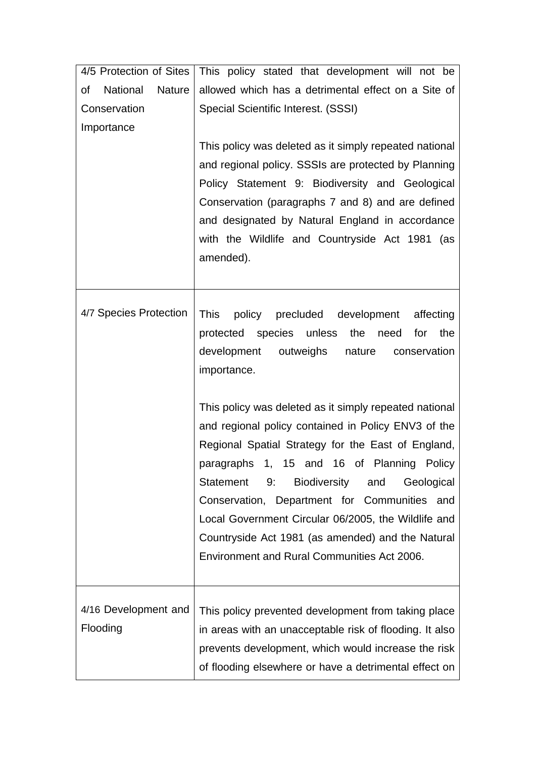| | |
|---|---|
| 4/5 Protection of Sites of National Nature Conservation Importance | This policy stated that development will not be allowed which has a detrimental effect on a Site of Special Scientific Interest. (SSSI)<br><br>This policy was deleted as it simply repeated national and regional policy. SSSIs are protected by Planning Policy Statement 9: Biodiversity and Geological Conservation (paragraphs 7 and 8) and are defined and designated by Natural England in accordance with the Wildlife and Countryside Act 1981 (as amended). |
| 4/7 Species Protection | This policy precluded development affecting protected species unless the need for the development outweighs nature conservation importance.<br><br>This policy was deleted as it simply repeated national and regional policy contained in Policy ENV3 of the Regional Spatial Strategy for the East of England, paragraphs 1, 15 and 16 of Planning Policy Statement 9: Biodiversity and Geological Conservation, Department for Communities and Local Government Circular 06/2005, the Wildlife and Countryside Act 1981 (as amended) and the Natural Environment and Rural Communities Act 2006. |
| 4/16 Development and Flooding | This policy prevented development from taking place in areas with an unacceptable risk of flooding. It also prevents development, which would increase the risk of flooding elsewhere or have a detrimental effect on |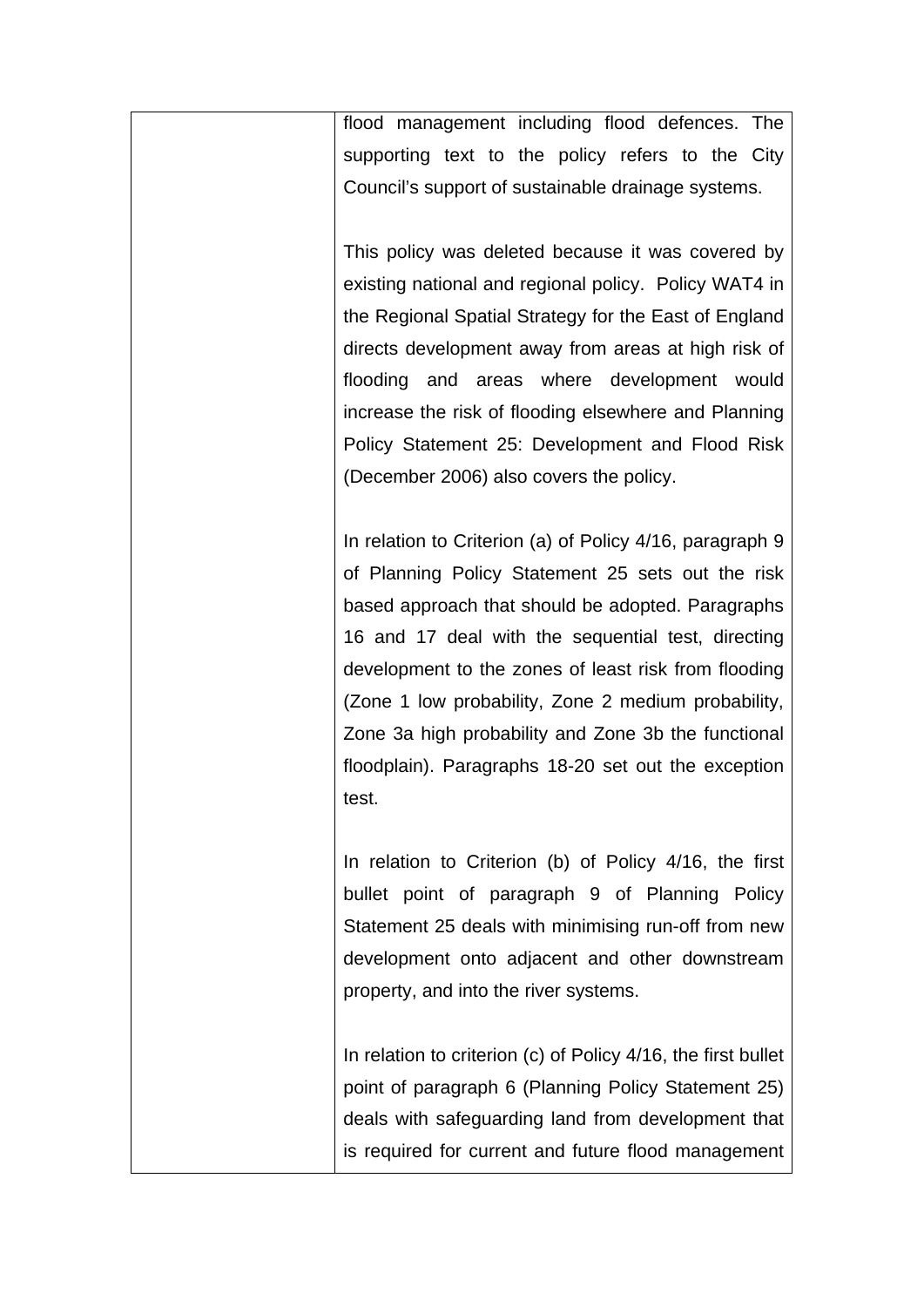| | |
|---|---|
| | flood management including flood defences. The supporting text to the policy refers to the City Council's support of sustainable drainage systems.<br><br>This policy was deleted because it was covered by existing national and regional policy. Policy WAT4 in the Regional Spatial Strategy for the East of England directs development away from areas at high risk of flooding and areas where development would increase the risk of flooding elsewhere and Planning Policy Statement 25: Development and Flood Risk (December 2006) also covers the policy.<br><br>In relation to Criterion (a) of Policy 4/16, paragraph 9 of Planning Policy Statement 25 sets out the risk based approach that should be adopted. Paragraphs 16 and 17 deal with the sequential test, directing development to the zones of least risk from flooding (Zone 1 low probability, Zone 2 medium probability, Zone 3a high probability and Zone 3b the functional floodplain). Paragraphs 18-20 set out the exception test.<br><br>In relation to Criterion (b) of Policy 4/16, the first bullet point of paragraph 9 of Planning Policy Statement 25 deals with minimising run-off from new development onto adjacent and other downstream property, and into the river systems.<br><br>In relation to criterion (c) of Policy 4/16, the first bullet point of paragraph 6 (Planning Policy Statement 25) deals with safeguarding land from development that is required for current and future flood management |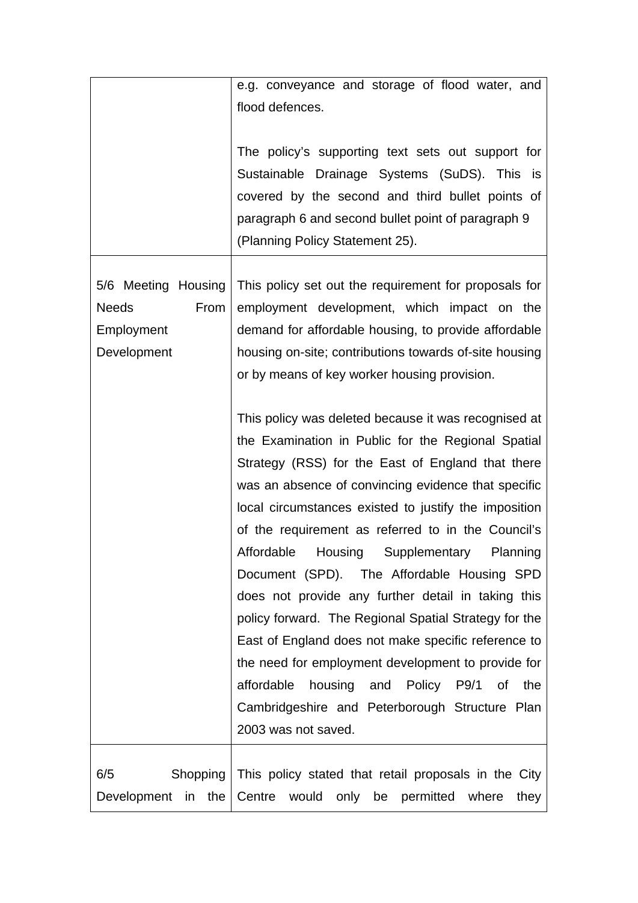| | |
|---|---|
| | e.g. conveyance and storage of flood water, and flood defences.<br><br>The policy's supporting text sets out support for Sustainable Drainage Systems (SuDS). This is covered by the second and third bullet points of paragraph 6 and second bullet point of paragraph 9 (Planning Policy Statement 25). |
| 5/6 Meeting Housing Needs From Employment Development | This policy set out the requirement for proposals for employment development, which impact on the demand for affordable housing, to provide affordable housing on-site; contributions towards of-site housing or by means of key worker housing provision.<br><br>This policy was deleted because it was recognised at the Examination in Public for the Regional Spatial Strategy (RSS) for the East of England that there was an absence of convincing evidence that specific local circumstances existed to justify the imposition of the requirement as referred to in the Council's Affordable Housing Supplementary Planning Document (SPD). The Affordable Housing SPD does not provide any further detail in taking this policy forward. The Regional Spatial Strategy for the East of England does not make specific reference to the need for employment development to provide for affordable housing and Policy P9/1 of the Cambridgeshire and Peterborough Structure Plan 2003 was not saved. |
| 6/5 Shopping Development in the | This policy stated that retail proposals in the City Centre would only be permitted where they |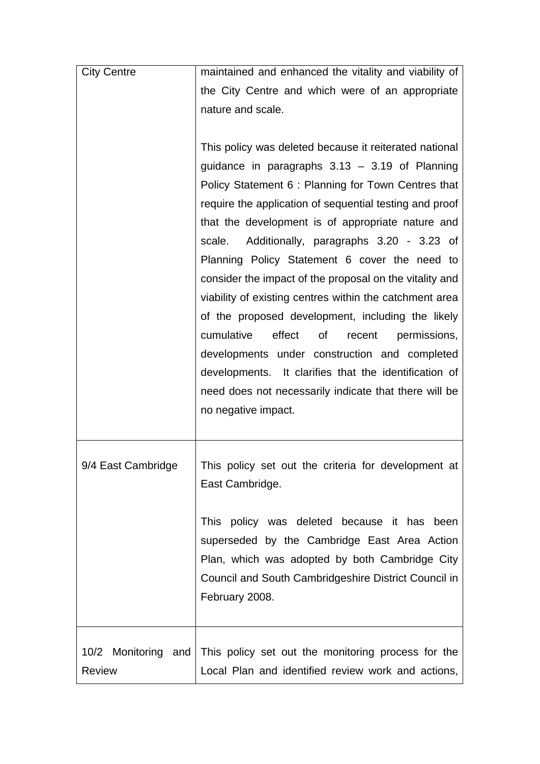| | |
|---|---|
| City Centre | maintained and enhanced the vitality and viability of the City Centre and which were of an appropriate nature and scale.<br><br>This policy was deleted because it reiterated national guidance in paragraphs 3.13 – 3.19 of Planning Policy Statement 6 : Planning for Town Centres that require the application of sequential testing and proof that the development is of appropriate nature and scale. Additionally, paragraphs 3.20 - 3.23 of Planning Policy Statement 6 cover the need to consider the impact of the proposal on the vitality and viability of existing centres within the catchment area of the proposed development, including the likely cumulative effect of recent permissions, developments under construction and completed developments. It clarifies that the identification of need does not necessarily indicate that there will be no negative impact. |
| 9/4 East Cambridge | This policy set out the criteria for development at East Cambridge.<br><br>This policy was deleted because it has been superseded by the Cambridge East Area Action Plan, which was adopted by both Cambridge City Council and South Cambridgeshire District Council in February 2008. |
| 10/2 Monitoring and Review | This policy set out the monitoring process for the Local Plan and identified review work and actions, |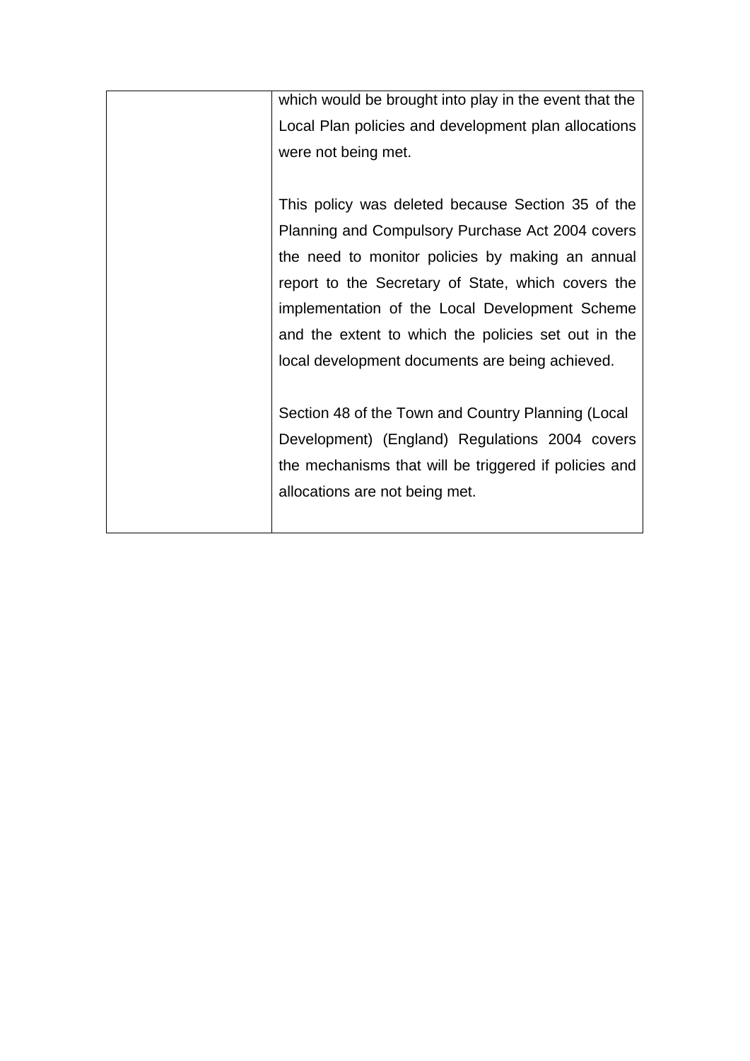| | |
|---|---|
| | which would be brought into play in the event that the Local Plan policies and development plan allocations were not being met.<br><br>This policy was deleted because Section 35 of the Planning and Compulsory Purchase Act 2004 covers the need to monitor policies by making an annual report to the Secretary of State, which covers the implementation of the Local Development Scheme and the extent to which the policies set out in the local development documents are being achieved.<br><br>Section 48 of the Town and Country Planning (Local Development) (England) Regulations 2004 covers the mechanisms that will be triggered if policies and allocations are not being met. |